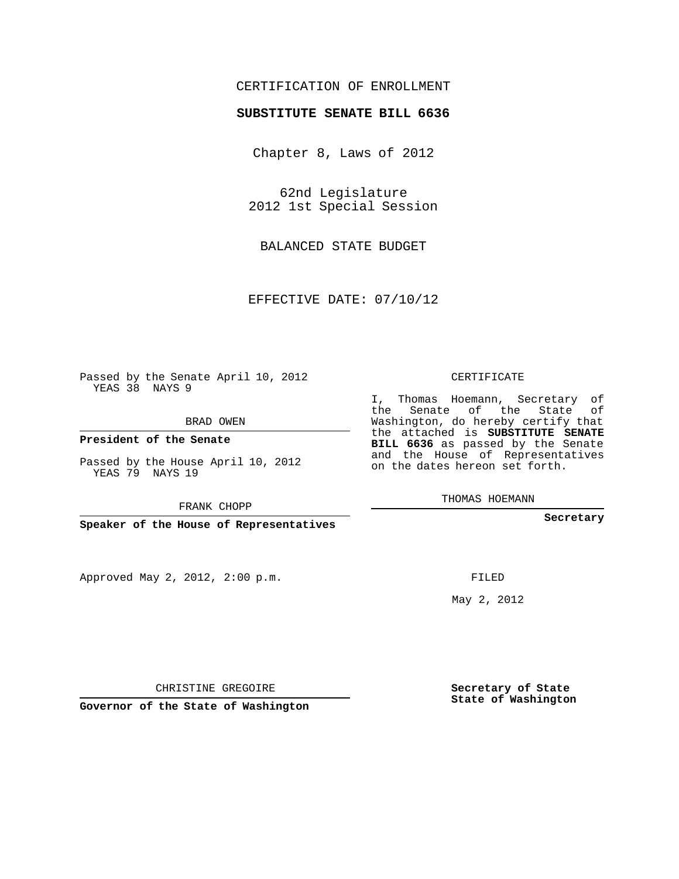CERTIFICATION OF ENROLLMENT

# SUBSTITUTE SENATE BILL 6636

Chapter 8, Laws of 2012

62nd Legislature
2012 1st Special Session

BALANCED STATE BUDGET

EFFECTIVE DATE: 07/10/12

Passed by the Senate April 10, 2012
YEAS 38 NAYS 9

BRAD OWEN

**President of the Senate**

Passed by the House April 10, 2012
YEAS 79 NAYS 19

FRANK CHOPP

**Speaker of the House of Representatives**

CERTIFICATE

I, Thomas Hoemann, Secretary of the Senate of the State of Washington, do hereby certify that the attached is **SUBSTITUTE SENATE BILL 6636** as passed by the Senate and the House of Representatives on the dates hereon set forth.

THOMAS HOEMANN

**Secretary**

Approved May 2, 2012, 2:00 p.m.

FILED

May 2, 2012

CHRISTINE GREGOIRE

**Governor of the State of Washington**

**Secretary of State**
**State of Washington**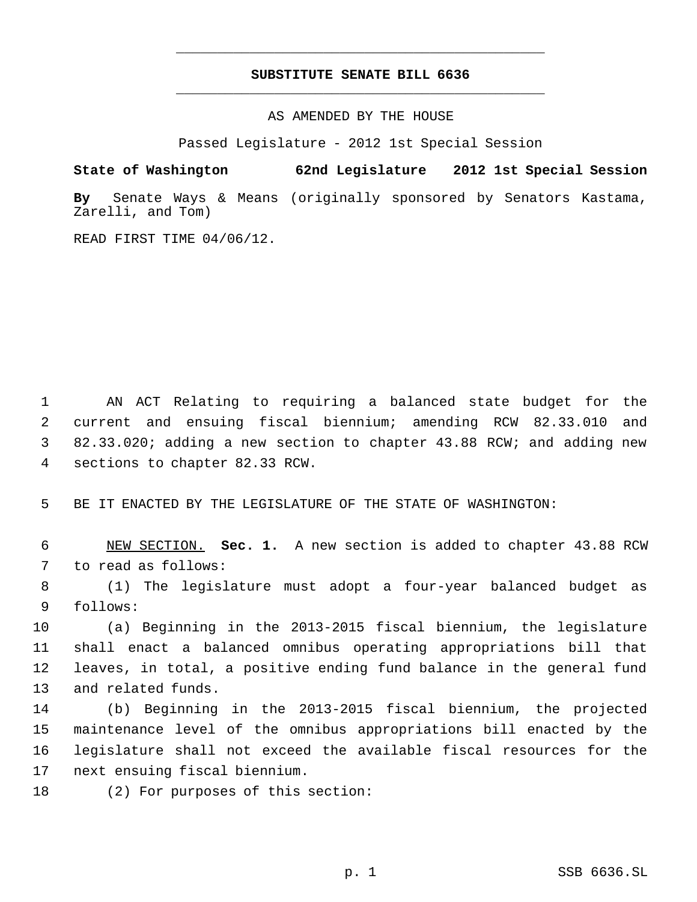# SUBSTITUTE SENATE BILL 6636

AS AMENDED BY THE HOUSE

Passed Legislature - 2012 1st Special Session

**State of Washington 62nd Legislature 2012 1st Special Session**

**By** Senate Ways & Means (originally sponsored by Senators Kastama, Zarelli, and Tom)

READ FIRST TIME 04/06/12.

1 AN ACT Relating to requiring a balanced state budget for the
2 current and ensuing fiscal biennium; amending RCW 82.33.010 and
3 82.33.020; adding a new section to chapter 43.88 RCW; and adding new
4 sections to chapter 82.33 RCW.

5 BE IT ENACTED BY THE LEGISLATURE OF THE STATE OF WASHINGTON:

6 NEW SECTION. **Sec. 1.** A new section is added to chapter 43.88 RCW
7 to read as follows:
8 (1) The legislature must adopt a four-year balanced budget as
9 follows:
10 (a) Beginning in the 2013-2015 fiscal biennium, the legislature
11 shall enact a balanced omnibus operating appropriations bill that
12 leaves, in total, a positive ending fund balance in the general fund
13 and related funds.
14 (b) Beginning in the 2013-2015 fiscal biennium, the projected
15 maintenance level of the omnibus appropriations bill enacted by the
16 legislature shall not exceed the available fiscal resources for the
17 next ensuing fiscal biennium.
18 (2) For purposes of this section: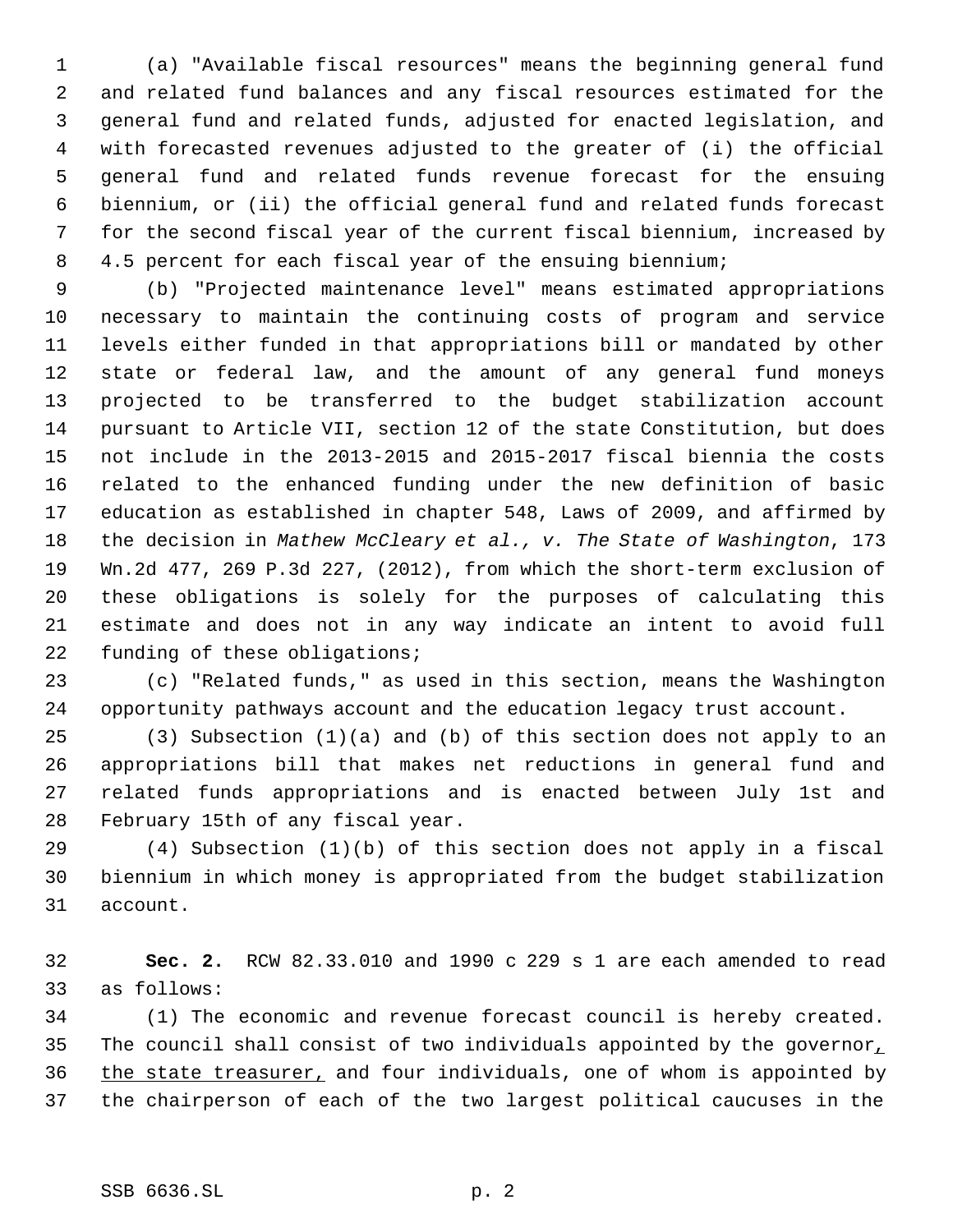(a) "Available fiscal resources" means the beginning general fund and related fund balances and any fiscal resources estimated for the general fund and related funds, adjusted for enacted legislation, and with forecasted revenues adjusted to the greater of (i) the official general fund and related funds revenue forecast for the ensuing biennium, or (ii) the official general fund and related funds forecast for the second fiscal year of the current fiscal biennium, increased by 4.5 percent for each fiscal year of the ensuing biennium;

(b) "Projected maintenance level" means estimated appropriations necessary to maintain the continuing costs of program and service levels either funded in that appropriations bill or mandated by other state or federal law, and the amount of any general fund moneys projected to be transferred to the budget stabilization account pursuant to Article VII, section 12 of the state Constitution, but does not include in the 2013-2015 and 2015-2017 fiscal biennia the costs related to the enhanced funding under the new definition of basic education as established in chapter 548, Laws of 2009, and affirmed by the decision in *Mathew McCleary et al., v. The State of Washington*, 173 Wn.2d 477, 269 P.3d 227, (2012), from which the short-term exclusion of these obligations is solely for the purposes of calculating this estimate and does not in any way indicate an intent to avoid full funding of these obligations;

(c) "Related funds," as used in this section, means the Washington opportunity pathways account and the education legacy trust account.

(3) Subsection (1)(a) and (b) of this section does not apply to an appropriations bill that makes net reductions in general fund and related funds appropriations and is enacted between July 1st and February 15th of any fiscal year.

(4) Subsection (1)(b) of this section does not apply in a fiscal biennium in which money is appropriated from the budget stabilization account.

**Sec. 2.** RCW 82.33.010 and 1990 c 229 s 1 are each amended to read as follows:

(1) The economic and revenue forecast council is hereby created. The council shall consist of two individuals appointed by the governor, the state treasurer, and four individuals, one of whom is appointed by the chairperson of each of the two largest political caucuses in the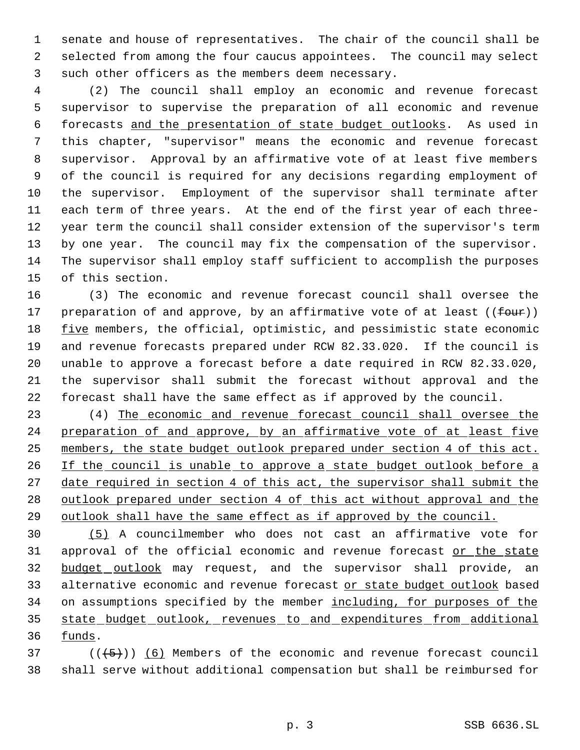senate and house of representatives. The chair of the council shall be selected from among the four caucus appointees. The council may select such other officers as the members deem necessary.

(2) The council shall employ an economic and revenue forecast supervisor to supervise the preparation of all economic and revenue forecasts and the presentation of state budget outlooks. As used in this chapter, "supervisor" means the economic and revenue forecast supervisor. Approval by an affirmative vote of at least five members of the council is required for any decisions regarding employment of the supervisor. Employment of the supervisor shall terminate after each term of three years. At the end of the first year of each three-year term the council shall consider extension of the supervisor's term by one year. The council may fix the compensation of the supervisor. The supervisor shall employ staff sufficient to accomplish the purposes of this section.

(3) The economic and revenue forecast council shall oversee the preparation of and approve, by an affirmative vote of at least ((~~four~~)) five members, the official, optimistic, and pessimistic state economic and revenue forecasts prepared under RCW 82.33.020. If the council is unable to approve a forecast before a date required in RCW 82.33.020, the supervisor shall submit the forecast without approval and the forecast shall have the same effect as if approved by the council.

(4) The economic and revenue forecast council shall oversee the preparation of and approve, by an affirmative vote of at least five members, the state budget outlook prepared under section 4 of this act. If the council is unable to approve a state budget outlook before a date required in section 4 of this act, the supervisor shall submit the outlook prepared under section 4 of this act without approval and the outlook shall have the same effect as if approved by the council.

(5) A councilmember who does not cast an affirmative vote for approval of the official economic and revenue forecast or the state budget outlook may request, and the supervisor shall provide, an alternative economic and revenue forecast or state budget outlook based on assumptions specified by the member including, for purposes of the state budget outlook, revenues to and expenditures from additional funds.

((~~(5)~~)) (6) Members of the economic and revenue forecast council shall serve without additional compensation but shall be reimbursed for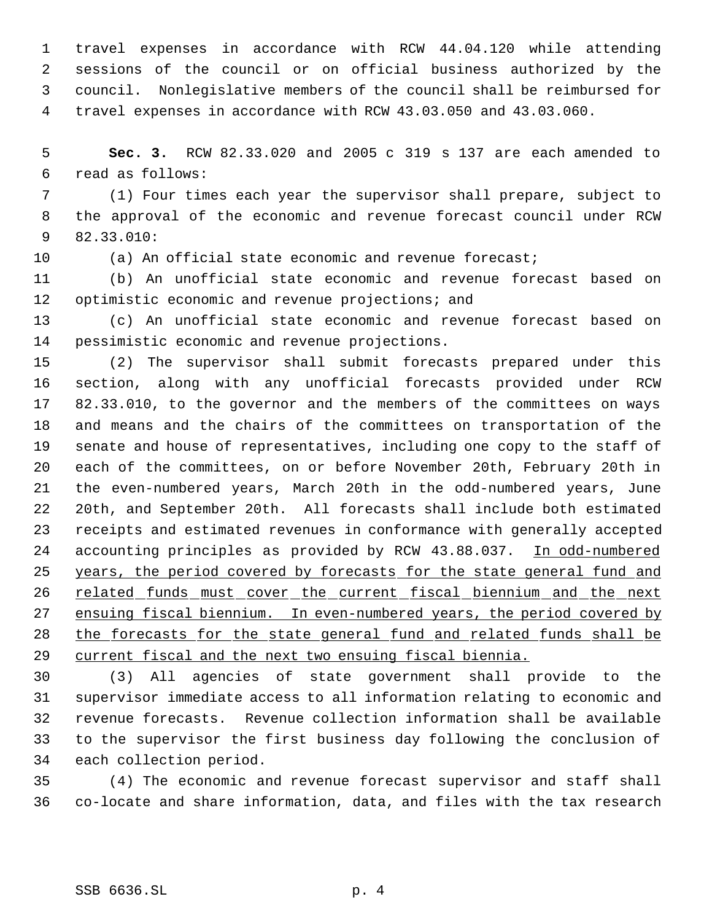travel expenses in accordance with RCW 44.04.120 while attending sessions of the council or on official business authorized by the council. Nonlegislative members of the council shall be reimbursed for travel expenses in accordance with RCW 43.03.050 and 43.03.060.

**Sec. 3.** RCW 82.33.020 and 2005 c 319 s 137 are each amended to read as follows:

(1) Four times each year the supervisor shall prepare, subject to the approval of the economic and revenue forecast council under RCW 82.33.010:

(a) An official state economic and revenue forecast;

(b) An unofficial state economic and revenue forecast based on optimistic economic and revenue projections; and

(c) An unofficial state economic and revenue forecast based on pessimistic economic and revenue projections.

(2) The supervisor shall submit forecasts prepared under this section, along with any unofficial forecasts provided under RCW 82.33.010, to the governor and the members of the committees on ways and means and the chairs of the committees on transportation of the senate and house of representatives, including one copy to the staff of each of the committees, on or before November 20th, February 20th in the even-numbered years, March 20th in the odd-numbered years, June 20th, and September 20th. All forecasts shall include both estimated receipts and estimated revenues in conformance with generally accepted accounting principles as provided by RCW 43.88.037. <u>In odd-numbered years, the period covered by forecasts for the state general fund and related funds must cover the current fiscal biennium and the next ensuing fiscal biennium. In even-numbered years, the period covered by the forecasts for the state general fund and related funds shall be current fiscal and the next two ensuing fiscal biennia.</u>

(3) All agencies of state government shall provide to the supervisor immediate access to all information relating to economic and revenue forecasts. Revenue collection information shall be available to the supervisor the first business day following the conclusion of each collection period.

(4) The economic and revenue forecast supervisor and staff shall co-locate and share information, data, and files with the tax research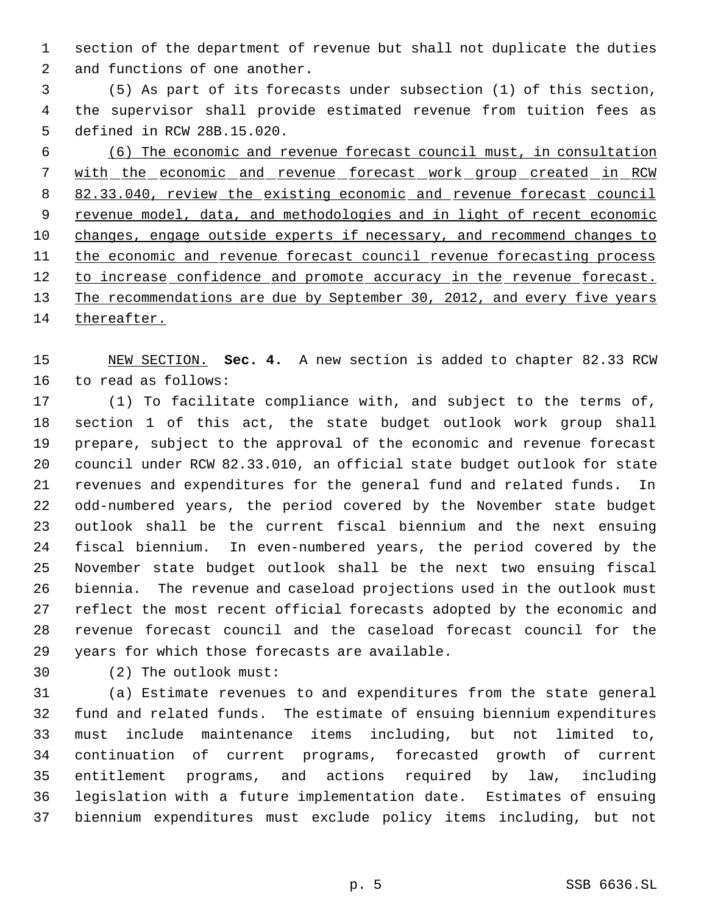section of the department of revenue but shall not duplicate the duties and functions of one another.

(5) As part of its forecasts under subsection (1) of this section, the supervisor shall provide estimated revenue from tuition fees as defined in RCW 28B.15.020.

<u>(6) The economic and revenue forecast council must, in consultation with the economic and revenue forecast work group created in RCW 82.33.040, review the existing economic and revenue forecast council revenue model, data, and methodologies and in light of recent economic changes, engage outside experts if necessary, and recommend changes to the economic and revenue forecast council revenue forecasting process to increase confidence and promote accuracy in the revenue forecast. The recommendations are due by September 30, 2012, and every five years thereafter.</u>

<u>NEW SECTION.</u> **Sec. 4.** A new section is added to chapter 82.33 RCW to read as follows:

(1) To facilitate compliance with, and subject to the terms of, section 1 of this act, the state budget outlook work group shall prepare, subject to the approval of the economic and revenue forecast council under RCW 82.33.010, an official state budget outlook for state revenues and expenditures for the general fund and related funds. In odd-numbered years, the period covered by the November state budget outlook shall be the current fiscal biennium and the next ensuing fiscal biennium. In even-numbered years, the period covered by the November state budget outlook shall be the next two ensuing fiscal biennia. The revenue and caseload projections used in the outlook must reflect the most recent official forecasts adopted by the economic and revenue forecast council and the caseload forecast council for the years for which those forecasts are available.

(2) The outlook must:

(a) Estimate revenues to and expenditures from the state general fund and related funds. The estimate of ensuing biennium expenditures must include maintenance items including, but not limited to, continuation of current programs, forecasted growth of current entitlement programs, and actions required by law, including legislation with a future implementation date. Estimates of ensuing biennium expenditures must exclude policy items including, but not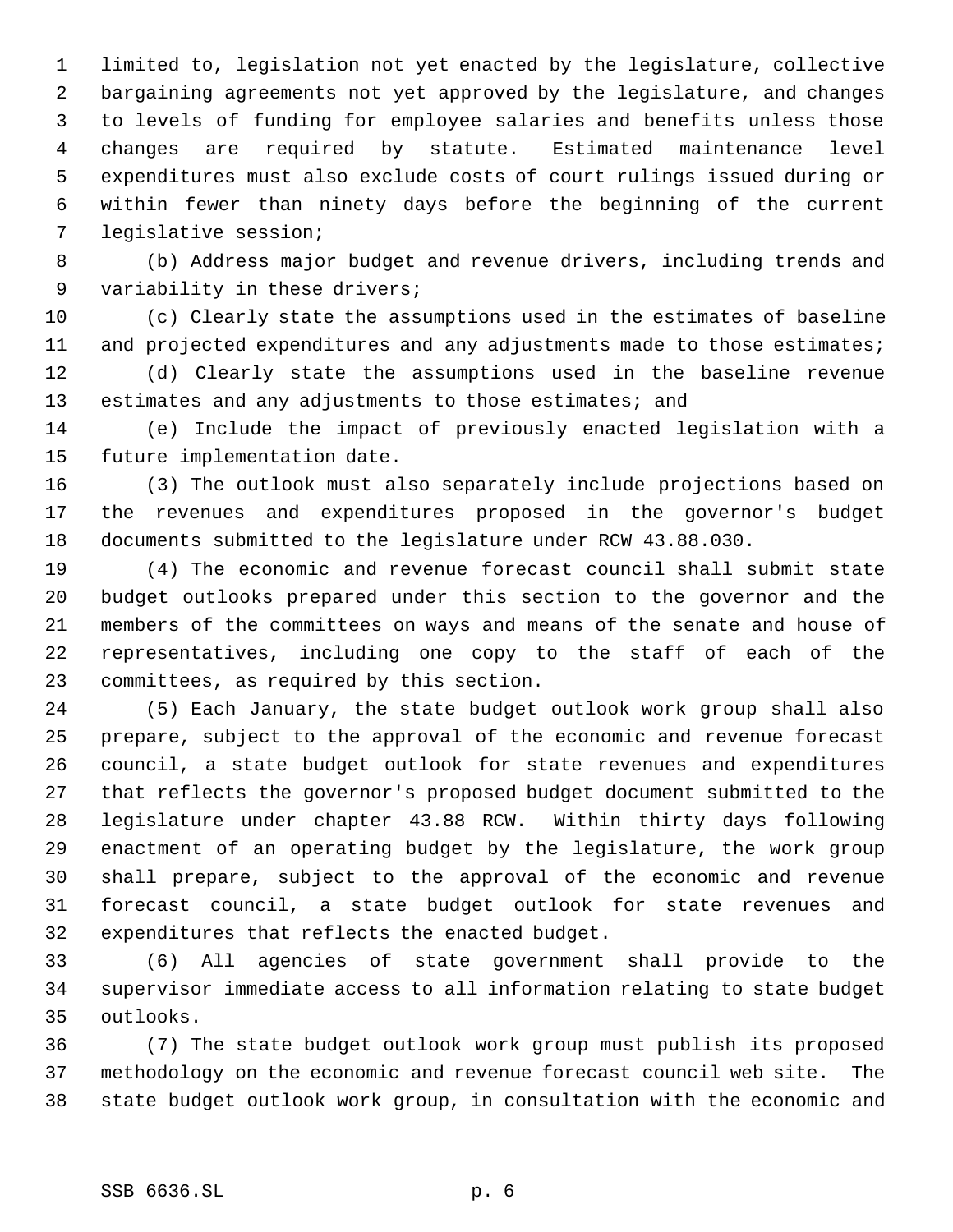limited to, legislation not yet enacted by the legislature, collective bargaining agreements not yet approved by the legislature, and changes to levels of funding for employee salaries and benefits unless those changes are required by statute. Estimated maintenance level expenditures must also exclude costs of court rulings issued during or within fewer than ninety days before the beginning of the current legislative session;

(b) Address major budget and revenue drivers, including trends and variability in these drivers;

(c) Clearly state the assumptions used in the estimates of baseline and projected expenditures and any adjustments made to those estimates;

(d) Clearly state the assumptions used in the baseline revenue estimates and any adjustments to those estimates; and

(e) Include the impact of previously enacted legislation with a future implementation date.

(3) The outlook must also separately include projections based on the revenues and expenditures proposed in the governor's budget documents submitted to the legislature under RCW 43.88.030.

(4) The economic and revenue forecast council shall submit state budget outlooks prepared under this section to the governor and the members of the committees on ways and means of the senate and house of representatives, including one copy to the staff of each of the committees, as required by this section.

(5) Each January, the state budget outlook work group shall also prepare, subject to the approval of the economic and revenue forecast council, a state budget outlook for state revenues and expenditures that reflects the governor's proposed budget document submitted to the legislature under chapter 43.88 RCW. Within thirty days following enactment of an operating budget by the legislature, the work group shall prepare, subject to the approval of the economic and revenue forecast council, a state budget outlook for state revenues and expenditures that reflects the enacted budget.

(6) All agencies of state government shall provide to the supervisor immediate access to all information relating to state budget outlooks.

(7) The state budget outlook work group must publish its proposed methodology on the economic and revenue forecast council web site. The state budget outlook work group, in consultation with the economic and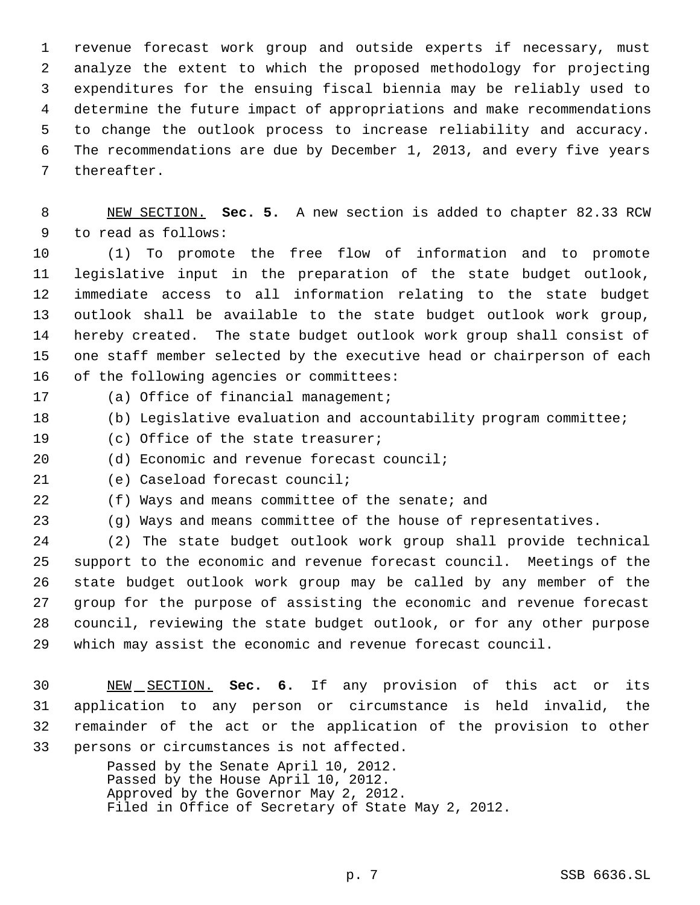revenue forecast work group and outside experts if necessary, must analyze the extent to which the proposed methodology for projecting expenditures for the ensuing fiscal biennia may be reliably used to determine the future impact of appropriations and make recommendations to change the outlook process to increase reliability and accuracy. The recommendations are due by December 1, 2013, and every five years thereafter.

NEW SECTION. **Sec. 5.** A new section is added to chapter 82.33 RCW to read as follows:

(1) To promote the free flow of information and to promote legislative input in the preparation of the state budget outlook, immediate access to all information relating to the state budget outlook shall be available to the state budget outlook work group, hereby created. The state budget outlook work group shall consist of one staff member selected by the executive head or chairperson of each of the following agencies or committees:

(a) Office of financial management;

(b) Legislative evaluation and accountability program committee;

(c) Office of the state treasurer;

(d) Economic and revenue forecast council;

(e) Caseload forecast council;

(f) Ways and means committee of the senate; and

(g) Ways and means committee of the house of representatives.

(2) The state budget outlook work group shall provide technical support to the economic and revenue forecast council. Meetings of the state budget outlook work group may be called by any member of the group for the purpose of assisting the economic and revenue forecast council, reviewing the state budget outlook, or for any other purpose which may assist the economic and revenue forecast council.

NEW SECTION. **Sec. 6.** If any provision of this act or its application to any person or circumstance is held invalid, the remainder of the act or the application of the provision to other persons or circumstances is not affected.

Passed by the Senate April 10, 2012.
Passed by the House April 10, 2012.
Approved by the Governor May 2, 2012.
Filed in Office of Secretary of State May 2, 2012.